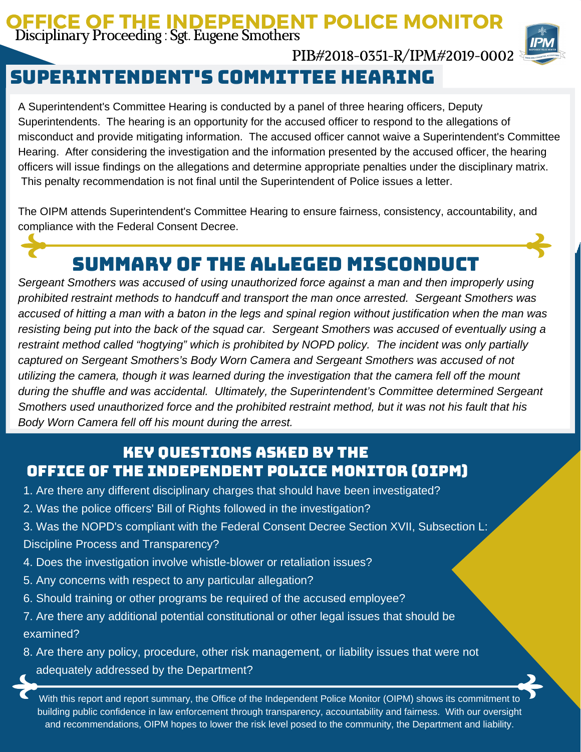# OFFICE OF THE INDEPENDENT POLICE MONITOR

Disciplinary Proceeding : Sgt. Eugene Smothers

PIB#2018-0351-R/IPM#2019-0002

## SUPERINTENDENT'S COMMITTEE HEARING

A Superintendent's Committee Hearing is conducted by a panel of three hearing officers, Deputy Superintendents. The hearing is an opportunity for the accused officer to respond to the allegations of misconduct and provide mitigating information. The accused officer cannot waive a Superintendent's Committee Hearing. After considering the investigation and the information presented by the accused officer, the hearing officers will issue findings on the allegations and determine appropriate penalties under the disciplinary matrix. This penalty recommendation is not final until the Superintendent of Police issues a letter.

The OIPM attends Superintendent's Committee Hearing to ensure fairness, consistency, accountability, and compliance with the Federal Consent Decree.

## SUMMARY OF THE ALLEGED MISCONDUCT

*Sergeant Smothers was accused of using unauthorized force against a man and then improperly using prohibited restraint methods to handcuff and transport the man once arrested. Sergeant Smothers was accused of hitting a man with a baton in the legs and spinal region without justification when the man was resisting being put into the back of the squad car. Sergeant Smothers was accused of eventually using a restraint method called "hogtying" which is prohibited by NOPD policy. The incident was only partially captured on Sergeant Smothers's Body Worn Camera and Sergeant Smothers was accused of not utilizing the camera, though it was learned during the investigation that the camera fell off the mount during the shuffle and was accidental. Ultimately, the Superintendent's Committee determined Sergeant Smothers used unauthorized force and the prohibited restraint method, but it was not his fault that his Body Worn Camera fell off his mount during the arrest.*

## KEY QUESTIONS ASKED BY THE OFFICE OF THE INDEPENDENT POLICE MONITOR (OIPM)

1. Are there any different disciplinary charges that should have been investigated?
2. Was the police officers' Bill of Rights followed in the investigation?
3. Was the NOPD's compliant with the Federal Consent Decree Section XVII, Subsection L: Discipline Process and Transparency?
4. Does the investigation involve whistle-blower or retaliation issues?
5. Any concerns with respect to any particular allegation?
6. Should training or other programs be required of the accused employee?
7. Are there any additional potential constitutional or other legal issues that should be examined?
8. Are there any policy, procedure, other risk management, or liability issues that were not adequately addressed by the Department?

With this report and report summary, the Office of the Independent Police Monitor (OIPM) shows its commitment to building public confidence in law enforcement through transparency, accountability and fairness. With our oversight and recommendations, OIPM hopes to lower the risk level posed to the community, the Department and liability.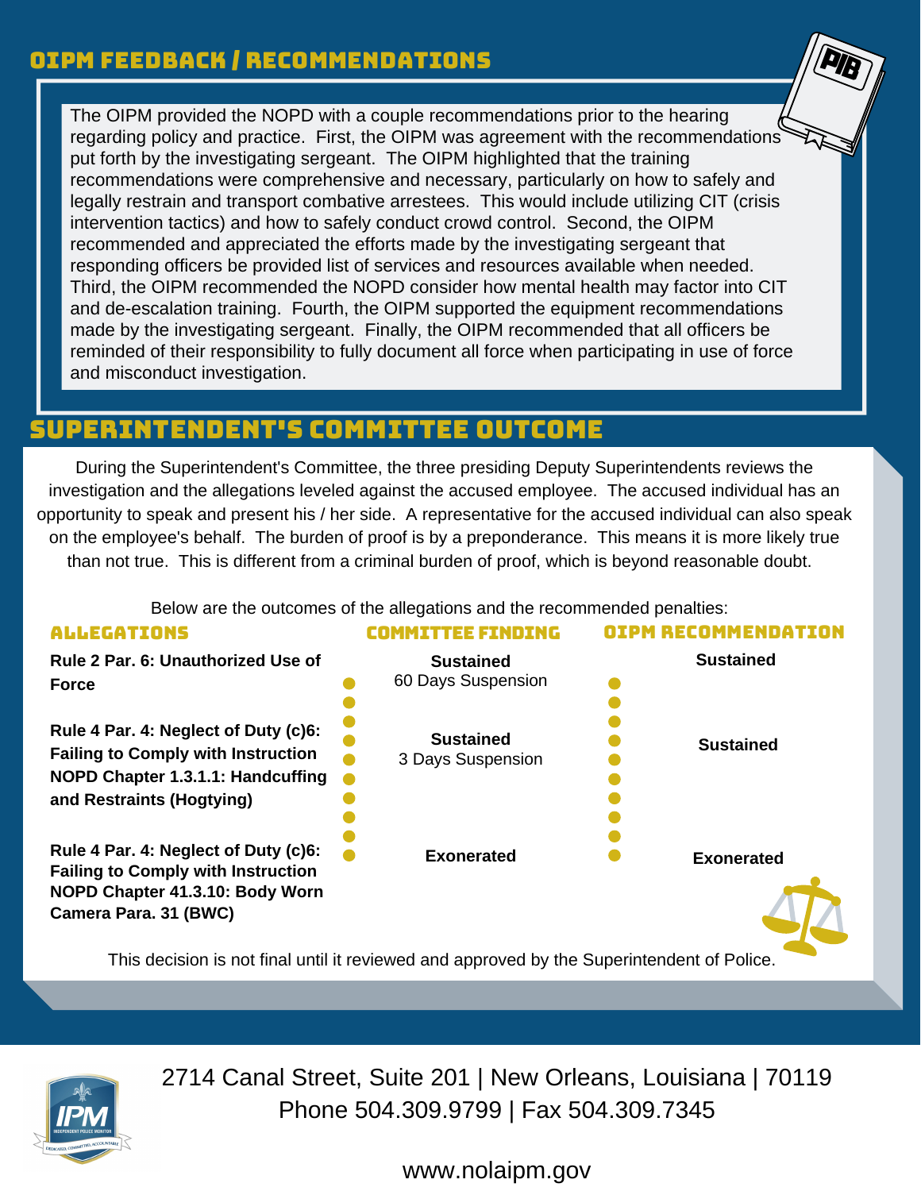## OIPM FEEDBACK / RECOMMENDATIONS

The OIPM provided the NOPD with a couple recommendations prior to the hearing regarding policy and practice. First, the OIPM was agreement with the recommendations put forth by the investigating sergeant. The OIPM highlighted that the training recommendations were comprehensive and necessary, particularly on how to safely and legally restrain and transport combative arrestees. This would include utilizing CIT (crisis intervention tactics) and how to safely conduct crowd control. Second, the OIPM recommended and appreciated the efforts made by the investigating sergeant that responding officers be provided list of services and resources available when needed. Third, the OIPM recommended the NOPD consider how mental health may factor into CIT and de-escalation training. Fourth, the OIPM supported the equipment recommendations made by the investigating sergeant. Finally, the OIPM recommended that all officers be reminded of their responsibility to fully document all force when participating in use of force and misconduct investigation.

## SUPERINTENDENT'S COMMITTEE OUTCOME

During the Superintendent's Committee, the three presiding Deputy Superintendents reviews the investigation and the allegations leveled against the accused employee. The accused individual has an opportunity to speak and present his / her side. A representative for the accused individual can also speak on the employee's behalf. The burden of proof is by a preponderance. This means it is more likely true than not true. This is different from a criminal burden of proof, which is beyond reasonable doubt.

Below are the outcomes of the allegations and the recommended penalties:

| ALLEGATIONS | COMMITTEE FINDING | OIPM RECOMMENDATION |
| --- | --- | --- |
| **Rule 2 Par. 6: Unauthorized Use of Force** | **Sustained** 60 Days Suspension | **Sustained** |
| **Rule 4 Par. 4: Neglect of Duty (c)6: Failing to Comply with Instruction NOPD Chapter 1.3.1.1: Handcuffing and Restraints (Hogtying)** | **Sustained** 3 Days Suspension | **Sustained** |
| **Rule 4 Par. 4: Neglect of Duty (c)6: Failing to Comply with Instruction NOPD Chapter 41.3.10: Body Worn Camera Para. 31 (BWC)** | **Exonerated** | **Exonerated** |

This decision is not final until it reviewed and approved by the Superintendent of Police.

2714 Canal Street, Suite 201 | New Orleans, Louisiana | 70119
Phone 504.309.9799 | Fax 504.309.7345

www.nolaipm.gov